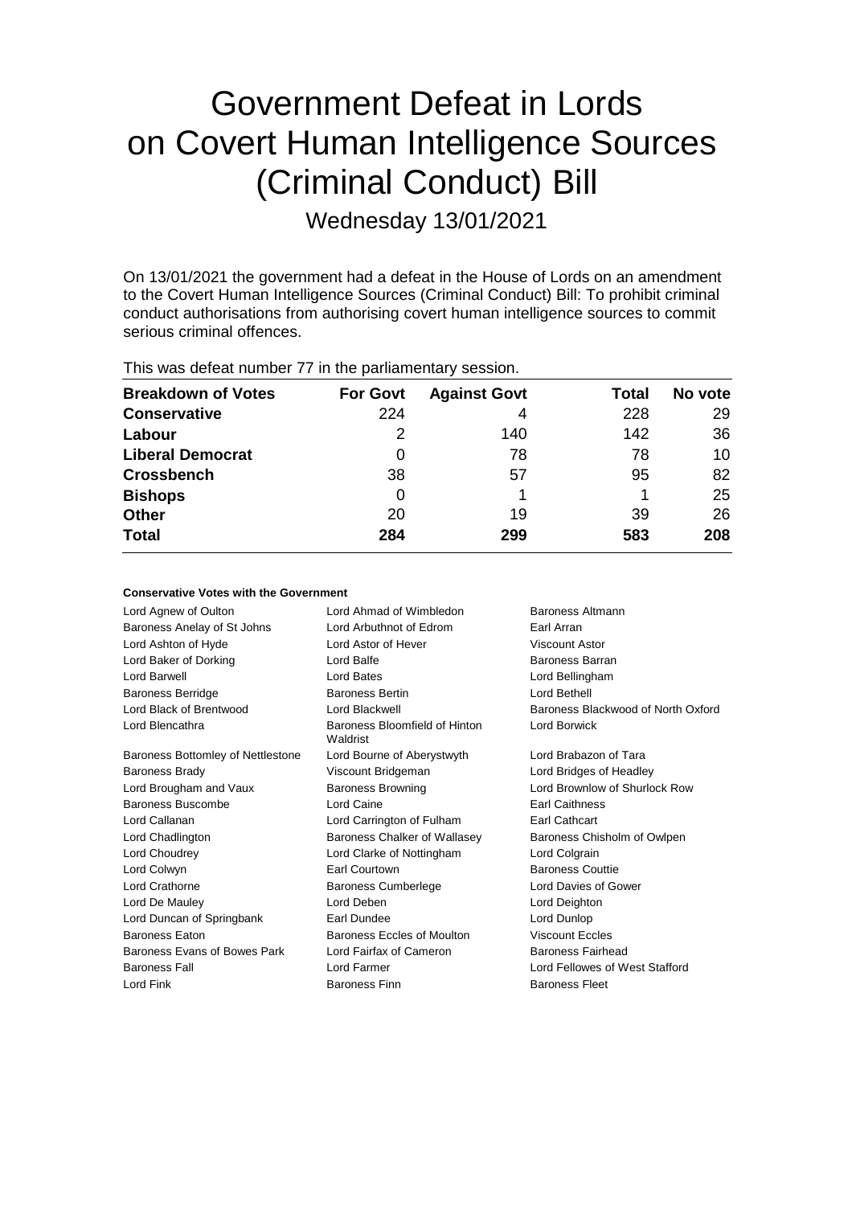# Government Defeat in Lords on Covert Human Intelligence Sources (Criminal Conduct) Bill

Wednesday 13/01/2021

On 13/01/2021 the government had a defeat in the House of Lords on an amendment to the Covert Human Intelligence Sources (Criminal Conduct) Bill: To prohibit criminal conduct authorisations from authorising covert human intelligence sources to commit serious criminal offences.

This was defeat number 77 in the parliamentary session.

| Breakdown of Votes | For Govt | Against Govt | Total | No vote |
|---|---|---|---|---|
| **Conservative** | 224 | 4 | 228 | 29 |
| **Labour** | 2 | 140 | 142 | 36 |
| **Liberal Democrat** | 0 | 78 | 78 | 10 |
| **Crossbench** | 38 | 57 | 95 | 82 |
| **Bishops** | 0 | 1 | 1 | 25 |
| **Other** | 20 | 19 | 39 | 26 |
| **Total** | 284 | 299 | 583 | 208 |

### Conservative Votes with the Government

| | | |
|---|---|---|
| Lord Agnew of Oulton | Lord Ahmad of Wimbledon | Baroness Altmann |
| Baroness Anelay of St Johns | Lord Arbuthnot of Edrom | Earl Arran |
| Lord Ashton of Hyde | Lord Astor of Hever | Viscount Astor |
| Lord Baker of Dorking | Lord Balfe | Baroness Barran |
| Lord Barwell | Lord Bates | Lord Bellingham |
| Baroness Berridge | Baroness Bertin | Lord Bethell |
| Lord Black of Brentwood | Lord Blackwell | Baroness Blackwood of North Oxford |
| Lord Blencathra | Baroness Bloomfield of Hinton Waldrist | Lord Borwick |
| Baroness Bottomley of Nettlestone | Lord Bourne of Aberystwyth | Lord Brabazon of Tara |
| Baroness Brady | Viscount Bridgeman | Lord Bridges of Headley |
| Lord Brougham and Vaux | Baroness Browning | Lord Brownlow of Shurlock Row |
| Baroness Buscombe | Lord Caine | Earl Caithness |
| Lord Callanan | Lord Carrington of Fulham | Earl Cathcart |
| Lord Chadlington | Baroness Chalker of Wallasey | Baroness Chisholm of Owlpen |
| Lord Choudrey | Lord Clarke of Nottingham | Lord Colgrain |
| Lord Colwyn | Earl Courtown | Baroness Couttie |
| Lord Crathorne | Baroness Cumberlege | Lord Davies of Gower |
| Lord De Mauley | Lord Deben | Lord Deighton |
| Lord Duncan of Springbank | Earl Dundee | Lord Dunlop |
| Baroness Eaton | Baroness Eccles of Moulton | Viscount Eccles |
| Baroness Evans of Bowes Park | Lord Fairfax of Cameron | Baroness Fairhead |
| Baroness Fall | Lord Farmer | Lord Fellowes of West Stafford |
| Lord Fink | Baroness Finn | Baroness Fleet |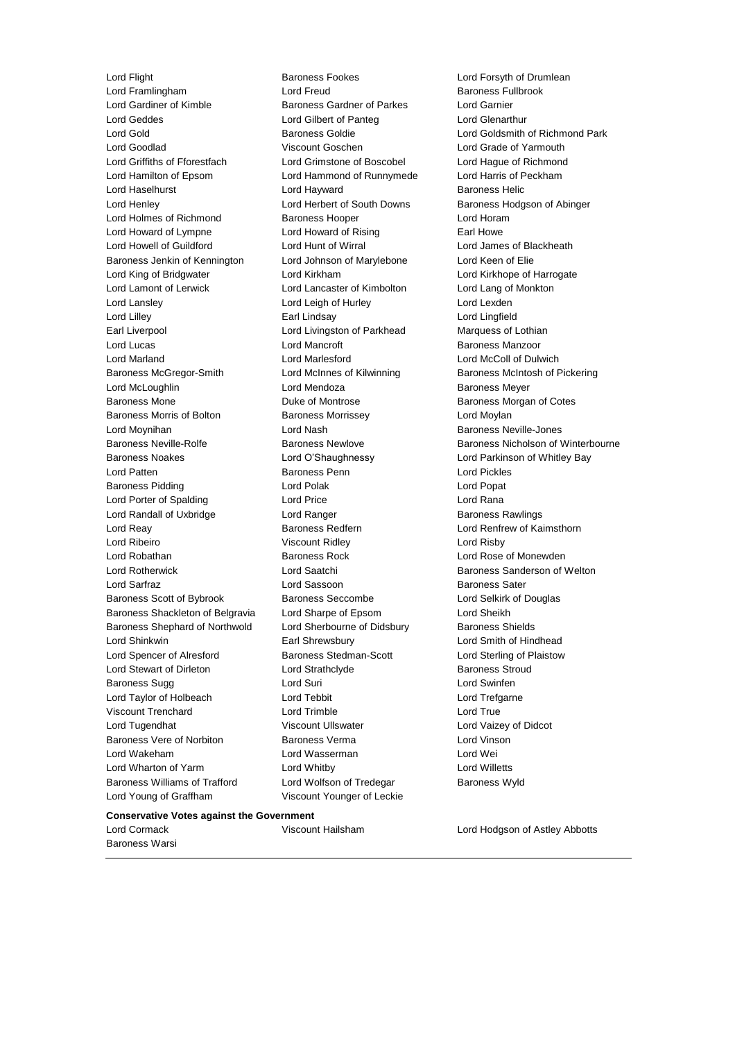Lord Flight
Baroness Fookes
Lord Forsyth of Drumlean
Lord Framlingham
Lord Freud
Baroness Fullbrook
Lord Gardiner of Kimble
Baroness Gardner of Parkes
Lord Garnier
Lord Geddes
Lord Gilbert of Panteg
Lord Glenarthur
Lord Gold
Baroness Goldie
Lord Goldsmith of Richmond Park
Lord Goodlad
Viscount Goschen
Lord Grade of Yarmouth
Lord Griffiths of Fforestfach
Lord Grimstone of Boscobel
Lord Hague of Richmond
Lord Hamilton of Epsom
Lord Hammond of Runnymede
Lord Harris of Peckham
Lord Haselhurst
Lord Hayward
Baroness Helic
Lord Henley
Lord Herbert of South Downs
Baroness Hodgson of Abinger
Lord Holmes of Richmond
Baroness Hooper
Lord Horam
Lord Howard of Lympne
Lord Howard of Rising
Earl Howe
Lord Howell of Guildford
Lord Hunt of Wirral
Lord James of Blackheath
Baroness Jenkin of Kennington
Lord Johnson of Marylebone
Lord Keen of Elie
Lord King of Bridgwater
Lord Kirkham
Lord Kirkhope of Harrogate
Lord Lamont of Lerwick
Lord Lancaster of Kimbolton
Lord Lang of Monkton
Lord Lansley
Lord Leigh of Hurley
Lord Lexden
Lord Lilley
Earl Lindsay
Lord Lingfield
Earl Liverpool
Lord Livingston of Parkhead
Marquess of Lothian
Lord Lucas
Lord Mancroft
Baroness Manzoor
Lord Marland
Lord Marlesford
Lord McColl of Dulwich
Baroness McGregor-Smith
Lord McInnes of Kilwinning
Baroness McIntosh of Pickering
Lord McLoughlin
Lord Mendoza
Baroness Meyer
Baroness Mone
Duke of Montrose
Baroness Morgan of Cotes
Baroness Morris of Bolton
Baroness Morrissey
Lord Moylan
Lord Moynihan
Lord Nash
Baroness Neville-Jones
Baroness Neville-Rolfe
Baroness Newlove
Baroness Nicholson of Winterbourne
Baroness Noakes
Lord O'Shaughnessy
Lord Parkinson of Whitley Bay
Lord Patten
Baroness Penn
Lord Pickles
Baroness Pidding
Lord Polak
Lord Popat
Lord Porter of Spalding
Lord Price
Lord Rana
Lord Randall of Uxbridge
Lord Ranger
Baroness Rawlings
Lord Reay
Baroness Redfern
Lord Renfrew of Kaimsthorn
Lord Ribeiro
Viscount Ridley
Lord Risby
Lord Robathan
Baroness Rock
Lord Rose of Monewden
Lord Rotherwick
Lord Saatchi
Baroness Sanderson of Welton
Lord Sarfraz
Lord Sassoon
Baroness Sater
Baroness Scott of Bybrook
Baroness Seccombe
Lord Selkirk of Douglas
Baroness Shackleton of Belgravia
Lord Sharpe of Epsom
Lord Sheikh
Baroness Shephard of Northwold
Lord Sherbourne of Didsbury
Baroness Shields
Lord Shinkwin
Earl Shrewsbury
Lord Smith of Hindhead
Lord Spencer of Alresford
Baroness Stedman-Scott
Lord Sterling of Plaistow
Lord Stewart of Dirleton
Lord Strathclyde
Baroness Stroud
Baroness Sugg
Lord Suri
Lord Swinfen
Lord Taylor of Holbeach
Lord Tebbit
Lord Trefgarne
Viscount Trenchard
Lord Trimble
Lord True
Lord Tugendhat
Viscount Ullswater
Lord Vaizey of Didcot
Baroness Vere of Norbiton
Baroness Verma
Lord Vinson
Lord Wakeham
Lord Wasserman
Lord Wei
Lord Wharton of Yarm
Lord Whitby
Lord Willetts
Baroness Williams of Trafford
Lord Wolfson of Tredegar
Baroness Wyld
Lord Young of Graffham
Viscount Younger of Leckie

**Conservative Votes against the Government**

Lord Cormack
Viscount Hailsham
Lord Hodgson of Astley Abbotts
Baroness Warsi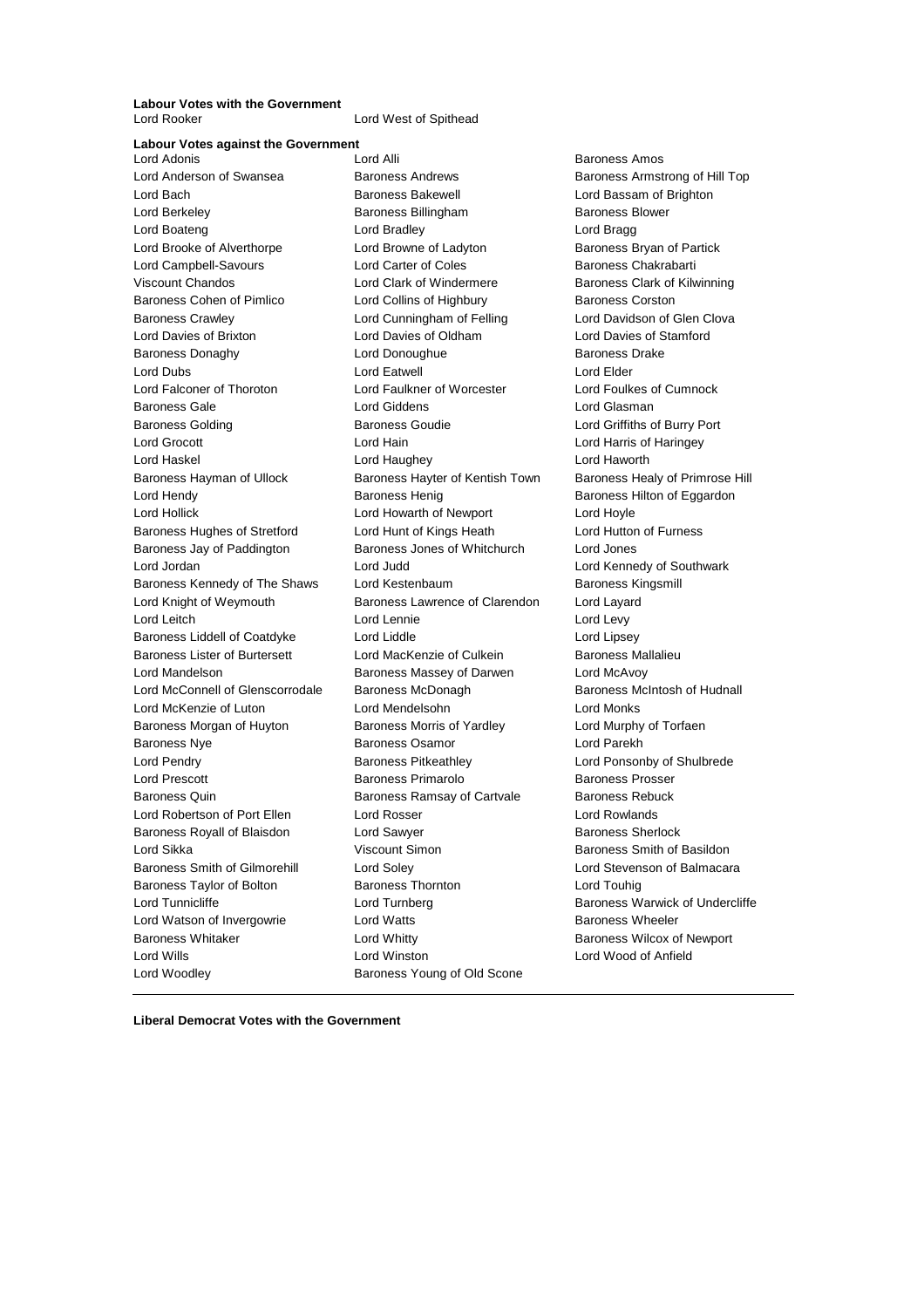**Labour Votes with the Government**

Lord Rooker
Lord West of Spithead

**Labour Votes against the Government**

Lord Adonis
Lord Alli
Baroness Amos
Lord Anderson of Swansea
Baroness Andrews
Baroness Armstrong of Hill Top
Lord Bach
Baroness Bakewell
Lord Bassam of Brighton
Lord Berkeley
Baroness Billingham
Baroness Blower
Lord Boateng
Lord Bradley
Lord Bragg
Lord Brooke of Alverthorpe
Lord Browne of Ladyton
Baroness Bryan of Partick
Lord Campbell-Savours
Lord Carter of Coles
Baroness Chakrabarti
Viscount Chandos
Lord Clark of Windermere
Baroness Clark of Kilwinning
Baroness Cohen of Pimlico
Lord Collins of Highbury
Baroness Corston
Baroness Crawley
Lord Cunningham of Felling
Lord Davidson of Glen Clova
Lord Davies of Brixton
Lord Davies of Oldham
Lord Davies of Stamford
Baroness Donaghy
Lord Donoughue
Baroness Drake
Lord Dubs
Lord Eatwell
Lord Elder
Lord Falconer of Thoroton
Lord Faulkner of Worcester
Lord Foulkes of Cumnock
Baroness Gale
Lord Giddens
Lord Glasman
Baroness Golding
Baroness Goudie
Lord Griffiths of Burry Port
Lord Grocott
Lord Hain
Lord Harris of Haringey
Lord Haskel
Lord Haughey
Lord Haworth
Baroness Hayman of Ullock
Baroness Hayter of Kentish Town
Baroness Healy of Primrose Hill
Lord Hendy
Baroness Henig
Baroness Hilton of Eggardon
Lord Hollick
Lord Howarth of Newport
Lord Hoyle
Baroness Hughes of Stretford
Lord Hunt of Kings Heath
Lord Hutton of Furness
Baroness Jay of Paddington
Baroness Jones of Whitchurch
Lord Jones
Lord Jordan
Lord Judd
Lord Kennedy of Southwark
Baroness Kennedy of The Shaws
Lord Kestenbaum
Baroness Kingsmill
Lord Knight of Weymouth
Baroness Lawrence of Clarendon
Lord Layard
Lord Leitch
Lord Lennie
Lord Levy
Baroness Liddell of Coatdyke
Lord Liddle
Lord Lipsey
Baroness Lister of Burtersett
Lord MacKenzie of Culkein
Baroness Mallalieu
Lord Mandelson
Baroness Massey of Darwen
Lord McAvoy
Lord McConnell of Glenscorrodale
Baroness McDonagh
Baroness McIntosh of Hudnall
Lord McKenzie of Luton
Lord Mendelsohn
Lord Monks
Baroness Morgan of Huyton
Baroness Morris of Yardley
Lord Murphy of Torfaen
Baroness Nye
Baroness Osamor
Lord Parekh
Lord Pendry
Baroness Pitkeathley
Lord Ponsonby of Shulbrede
Lord Prescott
Baroness Primarolo
Baroness Prosser
Baroness Quin
Baroness Ramsay of Cartvale
Baroness Rebuck
Lord Robertson of Port Ellen
Lord Rosser
Lord Rowlands
Baroness Royall of Blaisdon
Lord Sawyer
Baroness Sherlock
Lord Sikka
Viscount Simon
Baroness Smith of Basildon
Baroness Smith of Gilmorehill
Lord Soley
Lord Stevenson of Balmacara
Baroness Taylor of Bolton
Baroness Thornton
Lord Touhig
Lord Tunnicliffe
Lord Turnberg
Baroness Warwick of Undercliffe
Lord Watson of Invergowrie
Lord Watts
Baroness Wheeler
Baroness Whitaker
Lord Whitty
Baroness Wilcox of Newport
Lord Wills
Lord Winston
Lord Wood of Anfield
Lord Woodley
Baroness Young of Old Scone

**Liberal Democrat Votes with the Government**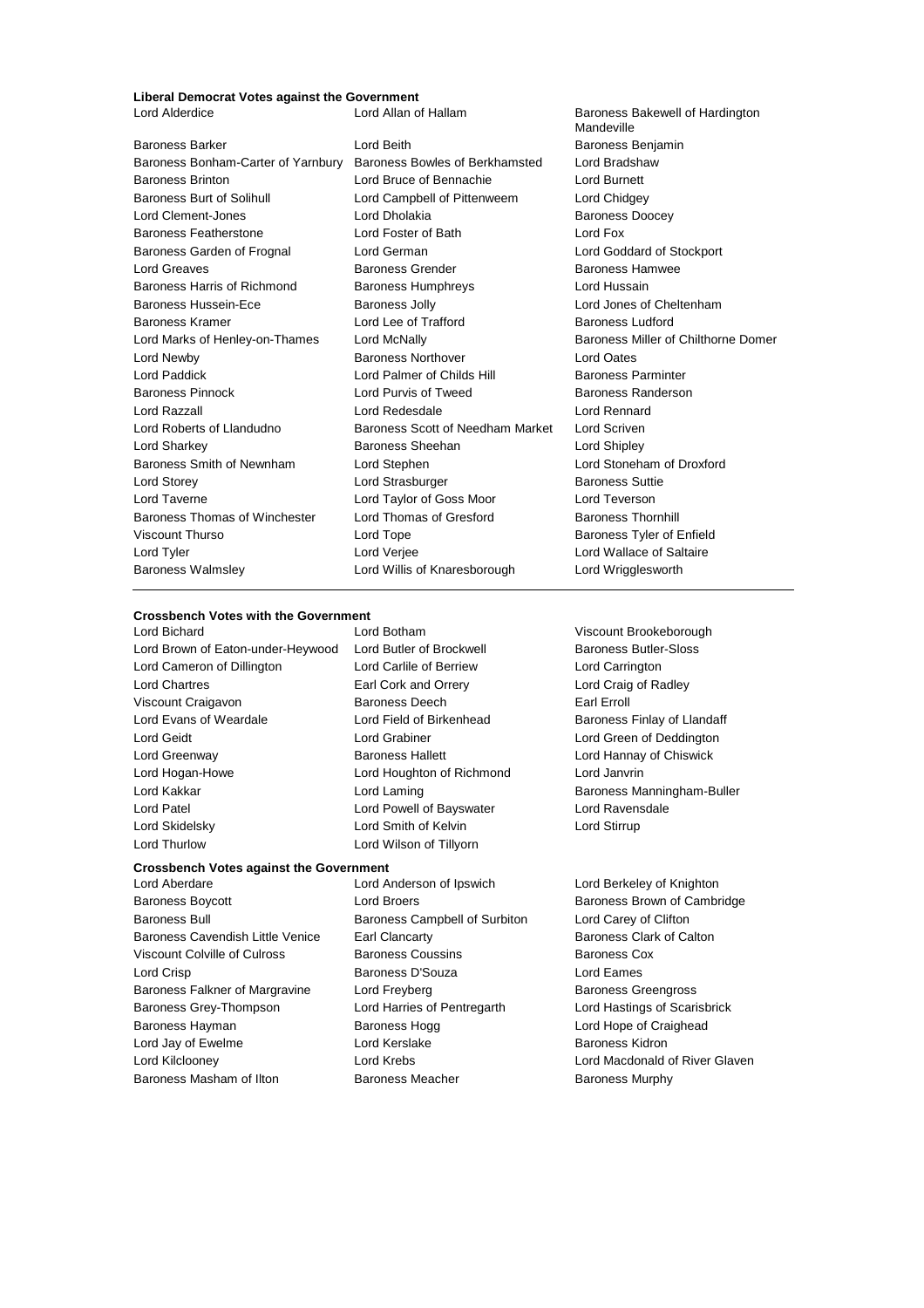**Liberal Democrat Votes against the Government**

Lord Alderdice
Lord Allan of Hallam
Baroness Bakewell of Hardington Mandeville
Baroness Barker
Lord Beith
Baroness Benjamin
Baroness Bonham-Carter of Yarnbury
Baroness Bowles of Berkhamsted
Lord Bradshaw
Baroness Brinton
Lord Bruce of Bennachie
Lord Burnett
Baroness Burt of Solihull
Lord Campbell of Pittenweem
Lord Chidgey
Lord Clement-Jones
Lord Dholakia
Baroness Doocey
Baroness Featherstone
Lord Foster of Bath
Lord Fox
Baroness Garden of Frognal
Lord German
Lord Goddard of Stockport
Lord Greaves
Baroness Grender
Baroness Hamwee
Baroness Harris of Richmond
Baroness Humphreys
Lord Hussain
Baroness Hussein-Ece
Baroness Jolly
Lord Jones of Cheltenham
Baroness Kramer
Lord Lee of Trafford
Baroness Ludford
Lord Marks of Henley-on-Thames
Lord McNally
Baroness Miller of Chilthorne Domer
Lord Newby
Baroness Northover
Lord Oates
Lord Paddick
Lord Palmer of Childs Hill
Baroness Parminter
Baroness Pinnock
Lord Purvis of Tweed
Baroness Randerson
Lord Razzall
Lord Redesdale
Lord Rennard
Lord Roberts of Llandudno
Baroness Scott of Needham Market
Lord Scriven
Lord Sharkey
Baroness Sheehan
Lord Shipley
Baroness Smith of Newnham
Lord Stephen
Lord Stoneham of Droxford
Lord Storey
Lord Strasburger
Baroness Suttie
Lord Taverne
Lord Taylor of Goss Moor
Lord Teverson
Baroness Thomas of Winchester
Lord Thomas of Gresford
Baroness Thornhill
Viscount Thurso
Lord Tope
Baroness Tyler of Enfield
Lord Tyler
Lord Verjee
Lord Wallace of Saltaire
Baroness Walmsley
Lord Willis of Knaresborough
Lord Wrigglesworth

**Crossbench Votes with the Government**

Lord Bichard
Lord Botham
Viscount Brookeborough
Lord Brown of Eaton-under-Heywood
Lord Butler of Brockwell
Baroness Butler-Sloss
Lord Cameron of Dillington
Lord Carlile of Berriew
Lord Carrington
Lord Chartres
Earl Cork and Orrery
Lord Craig of Radley
Viscount Craigavon
Baroness Deech
Earl Erroll
Lord Evans of Weardale
Lord Field of Birkenhead
Baroness Finlay of Llandaff
Lord Geidt
Lord Grabiner
Lord Green of Deddington
Lord Greenway
Baroness Hallett
Lord Hannay of Chiswick
Lord Hogan-Howe
Lord Houghton of Richmond
Lord Janvrin
Lord Kakkar
Lord Laming
Baroness Manningham-Buller
Lord Patel
Lord Powell of Bayswater
Lord Ravensdale
Lord Skidelsky
Lord Smith of Kelvin
Lord Stirrup
Lord Thurlow
Lord Wilson of Tillyorn

**Crossbench Votes against the Government**

Lord Aberdare
Lord Anderson of Ipswich
Lord Berkeley of Knighton
Baroness Boycott
Lord Broers
Baroness Brown of Cambridge
Baroness Bull
Baroness Campbell of Surbiton
Lord Carey of Clifton
Baroness Cavendish Little Venice
Earl Clancarty
Baroness Clark of Calton
Viscount Colville of Culross
Baroness Coussins
Baroness Cox
Lord Crisp
Baroness D'Souza
Lord Eames
Baroness Falkner of Margravine
Lord Freyberg
Baroness Greengross
Baroness Grey-Thompson
Lord Harries of Pentregarth
Lord Hastings of Scarisbrick
Baroness Hayman
Baroness Hogg
Lord Hope of Craighead
Lord Jay of Ewelme
Lord Kerslake
Baroness Kidron
Lord Kilclooney
Lord Krebs
Lord Macdonald of River Glaven
Baroness Masham of Ilton
Baroness Meacher
Baroness Murphy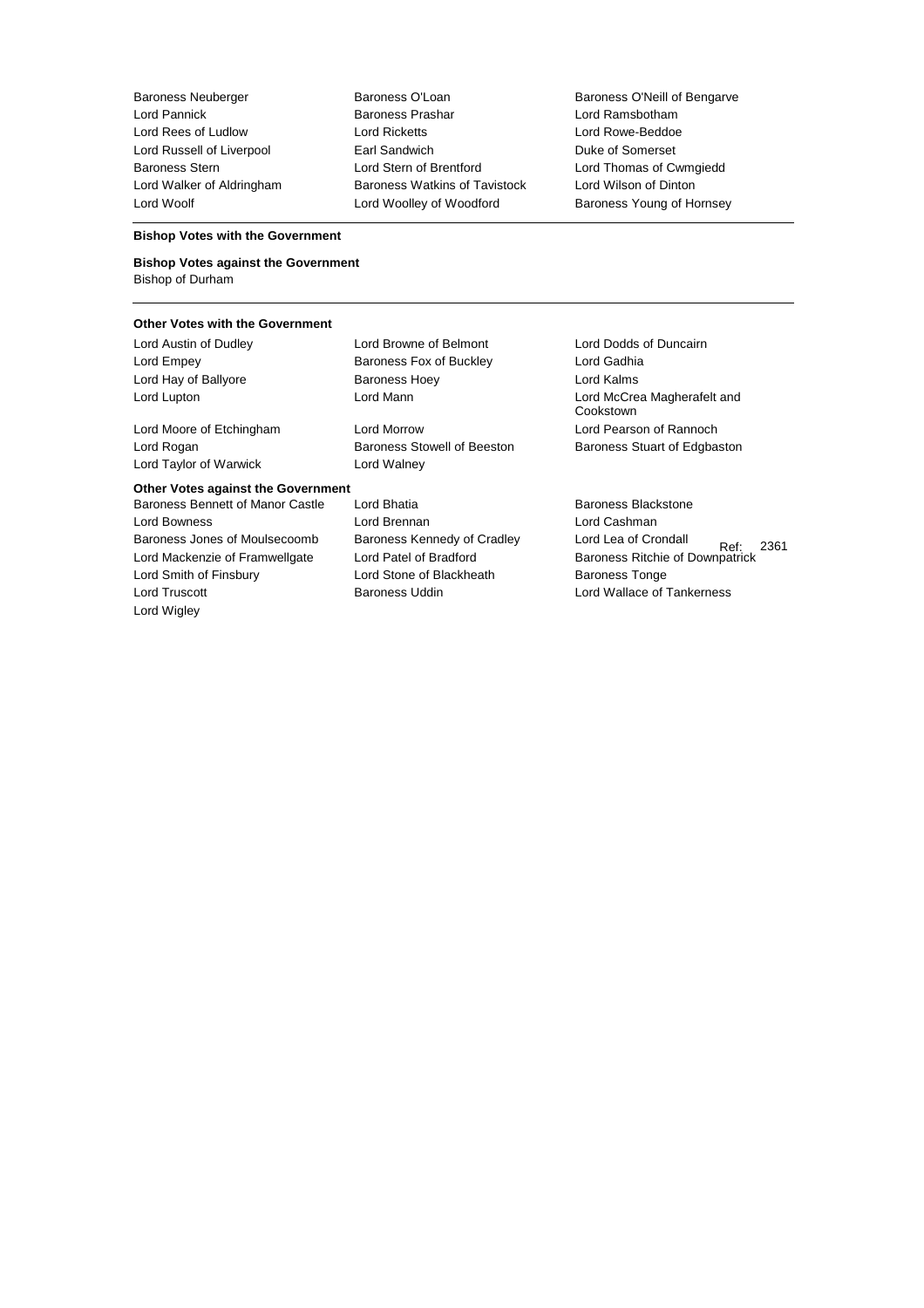Baroness Neuberger
Baroness O'Loan
Baroness O'Neill of Bengarve
Lord Pannick
Baroness Prashar
Lord Ramsbotham
Lord Rees of Ludlow
Lord Ricketts
Lord Rowe-Beddoe
Lord Russell of Liverpool
Earl Sandwich
Duke of Somerset
Baroness Stern
Lord Stern of Brentford
Lord Thomas of Cwmgiedd
Lord Walker of Aldringham
Baroness Watkins of Tavistock
Lord Wilson of Dinton
Lord Woolf
Lord Woolley of Woodford
Baroness Young of Hornsey

**Bishop Votes with the Government**

**Bishop Votes against the Government**

Bishop of Durham

**Other Votes with the Government**

Lord Austin of Dudley
Lord Browne of Belmont
Lord Dodds of Duncairn
Lord Empey
Baroness Fox of Buckley
Lord Gadhia
Lord Hay of Ballyore
Baroness Hoey
Lord Kalms
Lord Lupton
Lord Mann
Lord McCrea Magherafelt and Cookstown
Lord Moore of Etchingham
Lord Morrow
Lord Pearson of Rannoch
Lord Rogan
Baroness Stowell of Beeston
Baroness Stuart of Edgbaston
Lord Taylor of Warwick
Lord Walney

**Other Votes against the Government**

Baroness Bennett of Manor Castle
Lord Bhatia
Baroness Blackstone
Lord Bowness
Lord Brennan
Lord Cashman
Baroness Jones of Moulsecoomb
Baroness Kennedy of Cradley
Lord Lea of Crondall
Lord Mackenzie of Framwellgate
Lord Patel of Bradford
Baroness Ritchie of Downpatrick
Lord Smith of Finsbury
Lord Stone of Blackheath
Baroness Tonge
Lord Truscott
Baroness Uddin
Lord Wallace of Tankerness
Lord Wigley

Ref: 2361